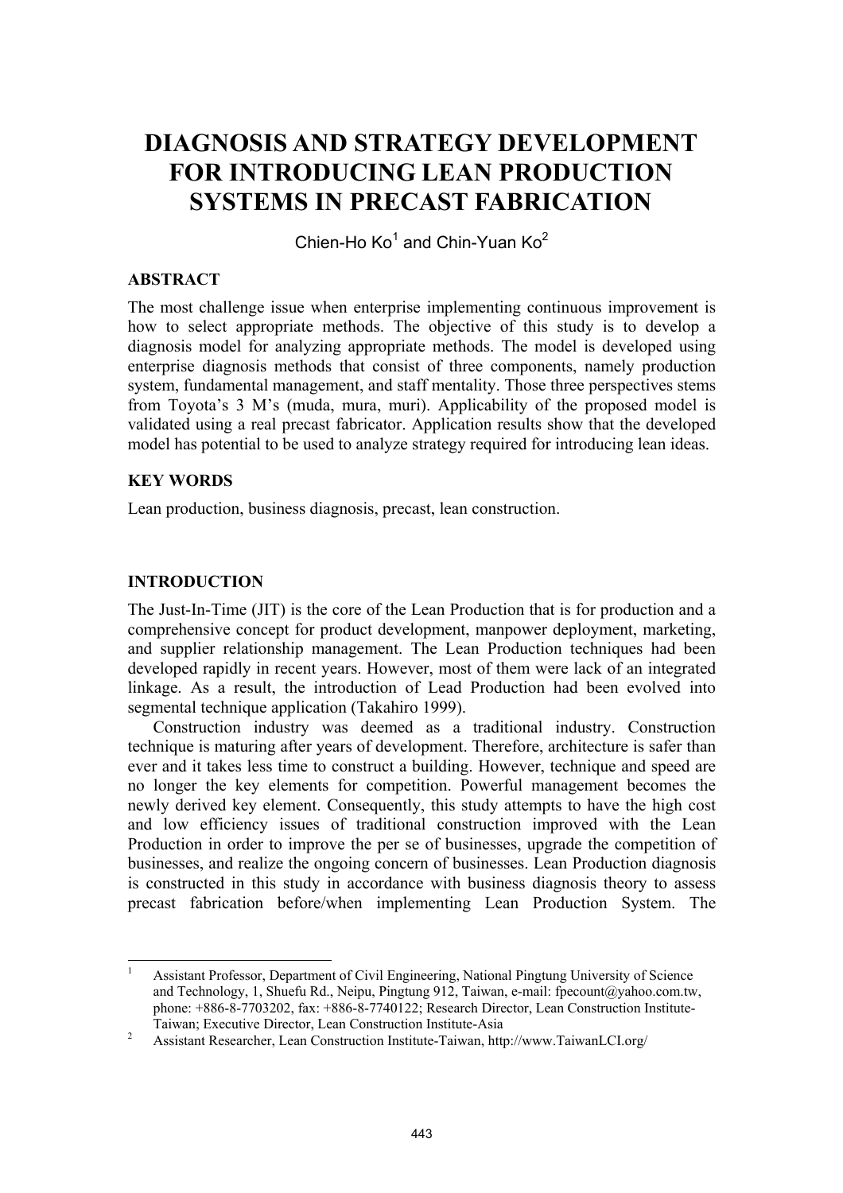# DIAGNOSIS AND STRATEGY DEVELOPMENT FOR INTRODUCING LEAN PRODUCTION SYSTEMS IN PRECAST FABRICATION

Chien-Ho Ko[1] and Chin-Yuan Ko[2]

## ABSTRACT

The most challenge issue when enterprise implementing continuous improvement is how to select appropriate methods. The objective of this study is to develop a diagnosis model for analyzing appropriate methods. The model is developed using enterprise diagnosis methods that consist of three components, namely production system, fundamental management, and staff mentality. Those three perspectives stems from Toyota's 3 M's (muda, mura, muri). Applicability of the proposed model is validated using a real precast fabricator. Application results show that the developed model has potential to be used to analyze strategy required for introducing lean ideas.

## KEY WORDS

Lean production, business diagnosis, precast, lean construction.

## INTRODUCTION

The Just-In-Time (JIT) is the core of the Lean Production that is for production and a comprehensive concept for product development, manpower deployment, marketing, and supplier relationship management. The Lean Production techniques had been developed rapidly in recent years. However, most of them were lack of an integrated linkage. As a result, the introduction of Lead Production had been evolved into segmental technique application (Takahiro 1999).

Construction industry was deemed as a traditional industry. Construction technique is maturing after years of development. Therefore, architecture is safer than ever and it takes less time to construct a building. However, technique and speed are no longer the key elements for competition. Powerful management becomes the newly derived key element. Consequently, this study attempts to have the high cost and low efficiency issues of traditional construction improved with the Lean Production in order to improve the per se of businesses, upgrade the competition of businesses, and realize the ongoing concern of businesses. Lean Production diagnosis is constructed in this study in accordance with business diagnosis theory to assess precast fabrication before/when implementing Lean Production System. The

---

[1] Assistant Professor, Department of Civil Engineering, National Pingtung University of Science and Technology, 1, Shuefu Rd., Neipu, Pingtung 912, Taiwan, e-mail: fpecount@yahoo.com.tw, phone: +886-8-7703202, fax: +886-8-7740122; Research Director, Lean Construction Institute-Taiwan; Executive Director, Lean Construction Institute-Asia

[2] Assistant Researcher, Lean Construction Institute-Taiwan, http://www.TaiwanLCI.org/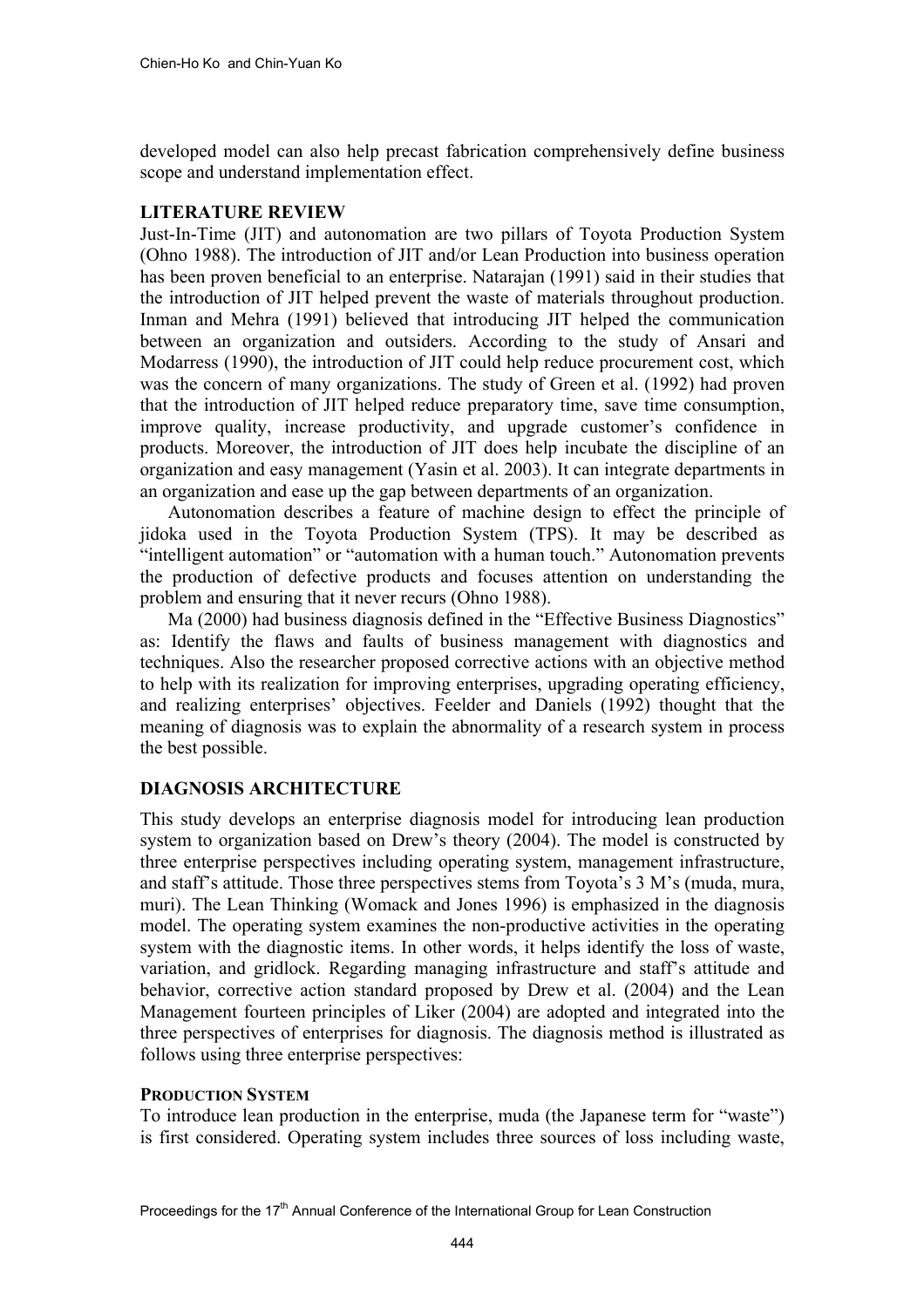developed model can also help precast fabrication comprehensively define business scope and understand implementation effect.

## LITERATURE REVIEW

Just-In-Time (JIT) and autonomation are two pillars of Toyota Production System (Ohno 1988). The introduction of JIT and/or Lean Production into business operation has been proven beneficial to an enterprise. Natarajan (1991) said in their studies that the introduction of JIT helped prevent the waste of materials throughout production. Inman and Mehra (1991) believed that introducing JIT helped the communication between an organization and outsiders. According to the study of Ansari and Modarress (1990), the introduction of JIT could help reduce procurement cost, which was the concern of many organizations. The study of Green et al. (1992) had proven that the introduction of JIT helped reduce preparatory time, save time consumption, improve quality, increase productivity, and upgrade customer's confidence in products. Moreover, the introduction of JIT does help incubate the discipline of an organization and easy management (Yasin et al. 2003). It can integrate departments in an organization and ease up the gap between departments of an organization.

Autonomation describes a feature of machine design to effect the principle of jidoka used in the Toyota Production System (TPS). It may be described as "intelligent automation" or "automation with a human touch." Autonomation prevents the production of defective products and focuses attention on understanding the problem and ensuring that it never recurs (Ohno 1988).

Ma (2000) had business diagnosis defined in the "Effective Business Diagnostics" as: Identify the flaws and faults of business management with diagnostics and techniques. Also the researcher proposed corrective actions with an objective method to help with its realization for improving enterprises, upgrading operating efficiency, and realizing enterprises' objectives. Feelder and Daniels (1992) thought that the meaning of diagnosis was to explain the abnormality of a research system in process the best possible.

## DIAGNOSIS ARCHITECTURE

This study develops an enterprise diagnosis model for introducing lean production system to organization based on Drew's theory (2004). The model is constructed by three enterprise perspectives including operating system, management infrastructure, and staff's attitude. Those three perspectives stems from Toyota's 3 M's (muda, mura, muri). The Lean Thinking (Womack and Jones 1996) is emphasized in the diagnosis model. The operating system examines the non-productive activities in the operating system with the diagnostic items. In other words, it helps identify the loss of waste, variation, and gridlock. Regarding managing infrastructure and staff's attitude and behavior, corrective action standard proposed by Drew et al. (2004) and the Lean Management fourteen principles of Liker (2004) are adopted and integrated into the three perspectives of enterprises for diagnosis. The diagnosis method is illustrated as follows using three enterprise perspectives:

### PRODUCTION SYSTEM

To introduce lean production in the enterprise, muda (the Japanese term for "waste") is first considered. Operating system includes three sources of loss including waste,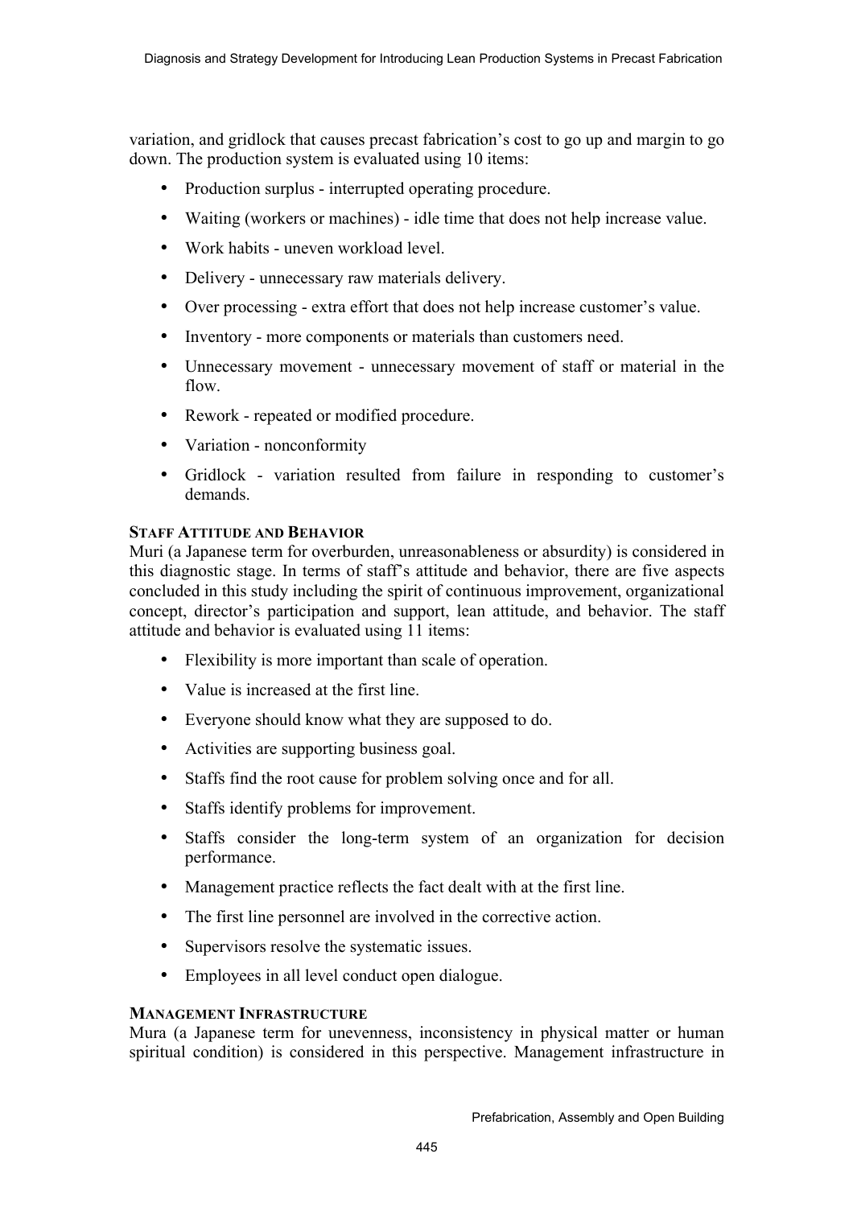variation, and gridlock that causes precast fabrication's cost to go up and margin to go down. The production system is evaluated using 10 items:

- Production surplus - interrupted operating procedure.
- Waiting (workers or machines) - idle time that does not help increase value.
- Work habits - uneven workload level.
- Delivery - unnecessary raw materials delivery.
- Over processing - extra effort that does not help increase customer's value.
- Inventory - more components or materials than customers need.
- Unnecessary movement - unnecessary movement of staff or material in the flow.
- Rework - repeated or modified procedure.
- Variation - nonconformity
- Gridlock - variation resulted from failure in responding to customer's demands.

### STAFF ATTITUDE AND BEHAVIOR

Muri (a Japanese term for overburden, unreasonableness or absurdity) is considered in this diagnostic stage. In terms of staff's attitude and behavior, there are five aspects concluded in this study including the spirit of continuous improvement, organizational concept, director's participation and support, lean attitude, and behavior. The staff attitude and behavior is evaluated using 11 items:

- Flexibility is more important than scale of operation.
- Value is increased at the first line.
- Everyone should know what they are supposed to do.
- Activities are supporting business goal.
- Staffs find the root cause for problem solving once and for all.
- Staffs identify problems for improvement.
- Staffs consider the long-term system of an organization for decision performance.
- Management practice reflects the fact dealt with at the first line.
- The first line personnel are involved in the corrective action.
- Supervisors resolve the systematic issues.
- Employees in all level conduct open dialogue.

### MANAGEMENT INFRASTRUCTURE

Mura (a Japanese term for unevenness, inconsistency in physical matter or human spiritual condition) is considered in this perspective. Management infrastructure in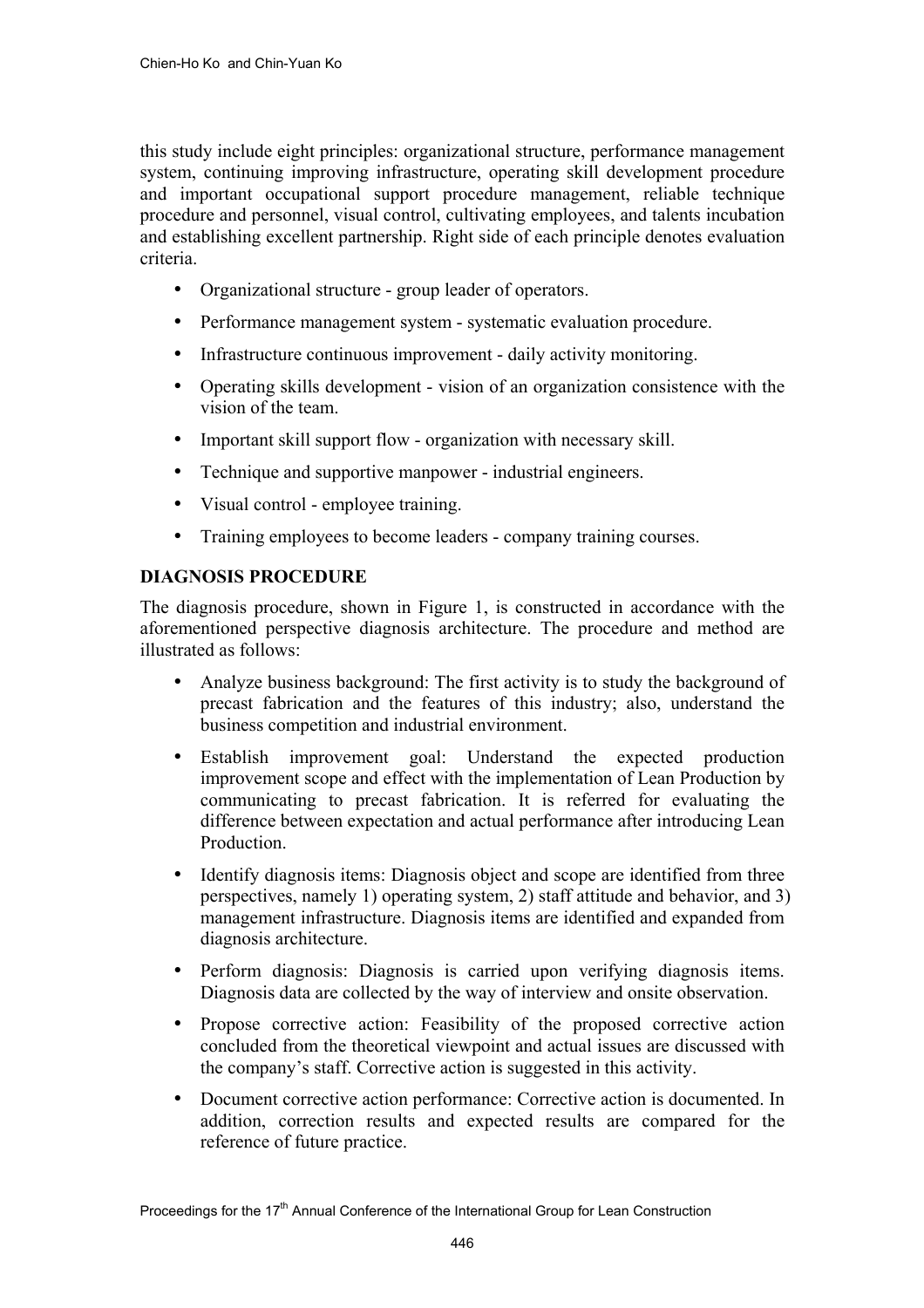this study include eight principles: organizational structure, performance management system, continuing improving infrastructure, operating skill development procedure and important occupational support procedure management, reliable technique procedure and personnel, visual control, cultivating employees, and talents incubation and establishing excellent partnership. Right side of each principle denotes evaluation criteria.

- Organizational structure - group leader of operators.
- Performance management system - systematic evaluation procedure.
- Infrastructure continuous improvement - daily activity monitoring.
- Operating skills development - vision of an organization consistence with the vision of the team.
- Important skill support flow - organization with necessary skill.
- Technique and supportive manpower - industrial engineers.
- Visual control - employee training.
- Training employees to become leaders - company training courses.

## DIAGNOSIS PROCEDURE

The diagnosis procedure, shown in Figure 1, is constructed in accordance with the aforementioned perspective diagnosis architecture. The procedure and method are illustrated as follows:

- Analyze business background: The first activity is to study the background of precast fabrication and the features of this industry; also, understand the business competition and industrial environment.
- Establish improvement goal: Understand the expected production improvement scope and effect with the implementation of Lean Production by communicating to precast fabrication. It is referred for evaluating the difference between expectation and actual performance after introducing Lean Production.
- Identify diagnosis items: Diagnosis object and scope are identified from three perspectives, namely 1) operating system, 2) staff attitude and behavior, and 3) management infrastructure. Diagnosis items are identified and expanded from diagnosis architecture.
- Perform diagnosis: Diagnosis is carried upon verifying diagnosis items. Diagnosis data are collected by the way of interview and onsite observation.
- Propose corrective action: Feasibility of the proposed corrective action concluded from the theoretical viewpoint and actual issues are discussed with the company's staff. Corrective action is suggested in this activity.
- Document corrective action performance: Corrective action is documented. In addition, correction results and expected results are compared for the reference of future practice.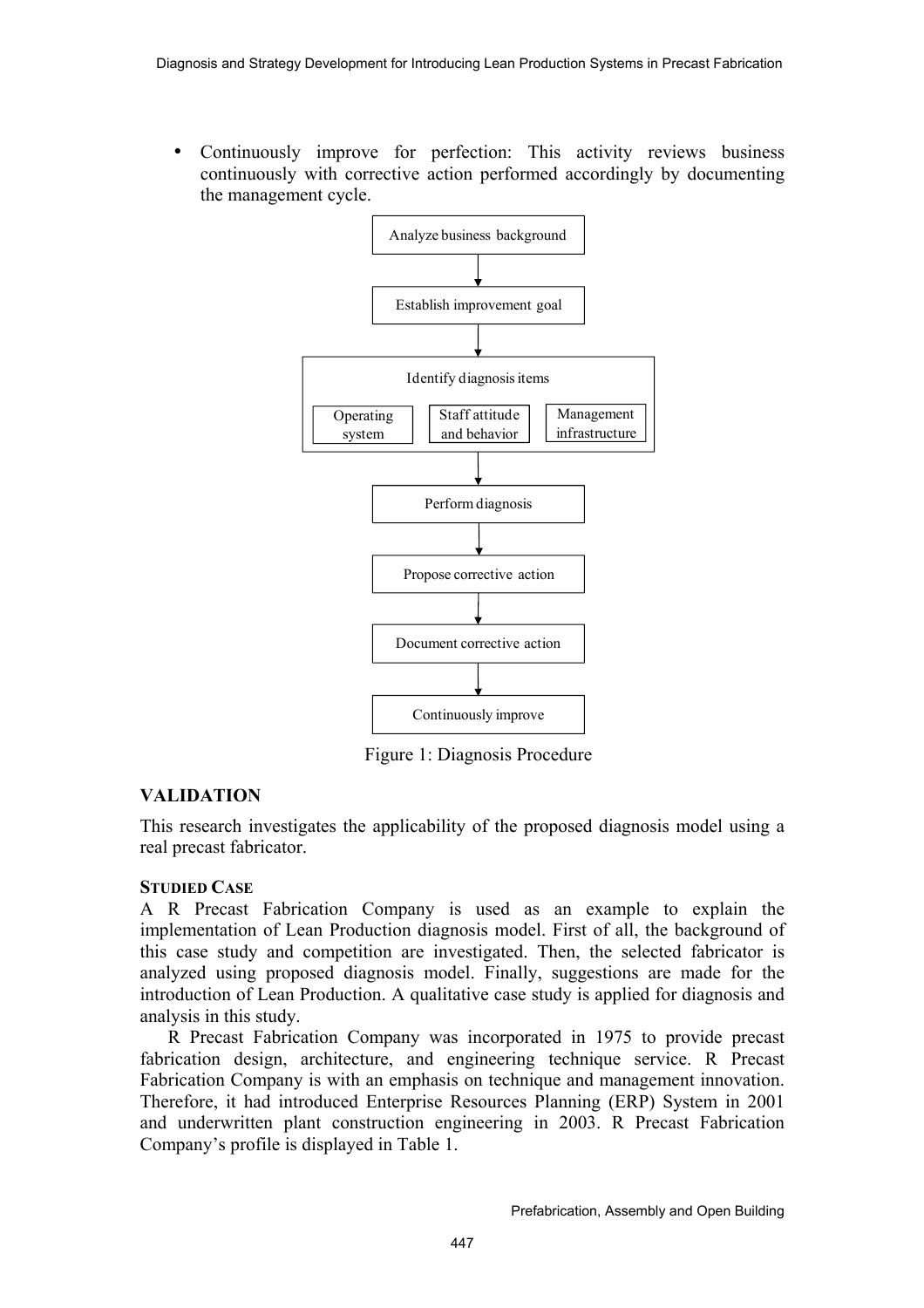- Continuously improve for perfection: This activity reviews business continuously with corrective action performed accordingly by documenting the management cycle.

Analyze business background

↓

Establish improvement goal

↓

Identify diagnosis items

- Operating system
- Staff attitude and behavior
- Management infrastructure

↓

Perform diagnosis

↓

Propose corrective action

↓

Document corrective action

↓

Continuously improve

Figure 1: Diagnosis Procedure

## VALIDATION

This research investigates the applicability of the proposed diagnosis model using a real precast fabricator.

### STUDIED CASE

A R Precast Fabrication Company is used as an example to explain the implementation of Lean Production diagnosis model. First of all, the background of this case study and competition are investigated. Then, the selected fabricator is analyzed using proposed diagnosis model. Finally, suggestions are made for the introduction of Lean Production. A qualitative case study is applied for diagnosis and analysis in this study.

R Precast Fabrication Company was incorporated in 1975 to provide precast fabrication design, architecture, and engineering technique service. R Precast Fabrication Company is with an emphasis on technique and management innovation. Therefore, it had introduced Enterprise Resources Planning (ERP) System in 2001 and underwritten plant construction engineering in 2003. R Precast Fabrication Company's profile is displayed in Table 1.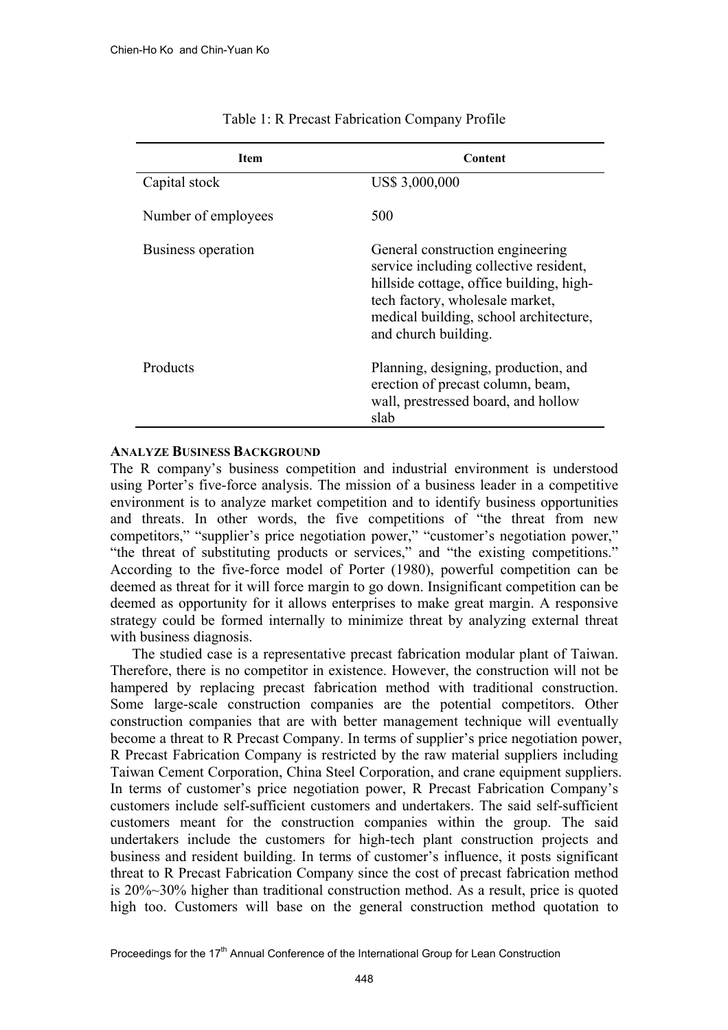Table 1: R Precast Fabrication Company Profile

| Item | Content |
|---|---|
| Capital stock | US$ 3,000,000 |
| Number of employees | 500 |
| Business operation | General construction engineering service including collective resident, hillside cottage, office building, high-tech factory, wholesale market, medical building, school architecture, and church building. |
| Products | Planning, designing, production, and erection of precast column, beam, wall, prestressed board, and hollow slab |

### ANALYZE BUSINESS BACKGROUND

The R company's business competition and industrial environment is understood using Porter's five-force analysis. The mission of a business leader in a competitive environment is to analyze market competition and to identify business opportunities and threats. In other words, the five competitions of "the threat from new competitors," "supplier's price negotiation power," "customer's negotiation power," "the threat of substituting products or services," and "the existing competitions." According to the five-force model of Porter (1980), powerful competition can be deemed as threat for it will force margin to go down. Insignificant competition can be deemed as opportunity for it allows enterprises to make great margin. A responsive strategy could be formed internally to minimize threat by analyzing external threat with business diagnosis.

The studied case is a representative precast fabrication modular plant of Taiwan. Therefore, there is no competitor in existence. However, the construction will not be hampered by replacing precast fabrication method with traditional construction. Some large-scale construction companies are the potential competitors. Other construction companies that are with better management technique will eventually become a threat to R Precast Company. In terms of supplier's price negotiation power, R Precast Fabrication Company is restricted by the raw material suppliers including Taiwan Cement Corporation, China Steel Corporation, and crane equipment suppliers. In terms of customer's price negotiation power, R Precast Fabrication Company's customers include self-sufficient customers and undertakers. The said self-sufficient customers meant for the construction companies within the group. The said undertakers include the customers for high-tech plant construction projects and business and resident building. In terms of customer's influence, it posts significant threat to R Precast Fabrication Company since the cost of precast fabrication method is 20%~30% higher than traditional construction method. As a result, price is quoted high too. Customers will base on the general construction method quotation to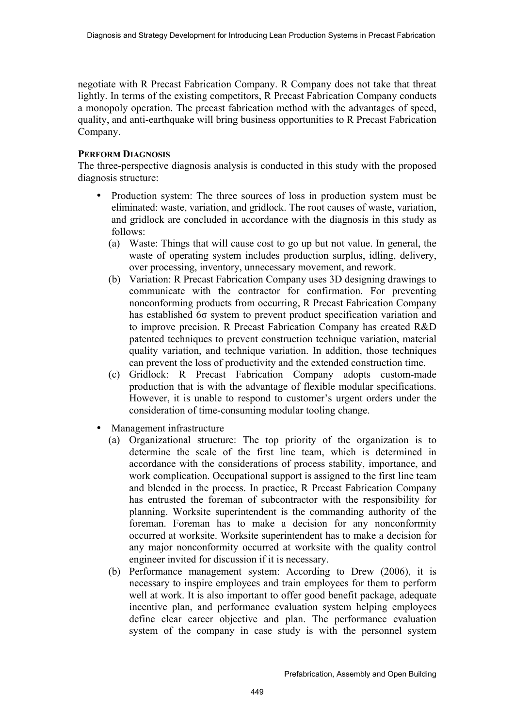negotiate with R Precast Fabrication Company. R Company does not take that threat lightly. In terms of the existing competitors, R Precast Fabrication Company conducts a monopoly operation. The precast fabrication method with the advantages of speed, quality, and anti-earthquake will bring business opportunities to R Precast Fabrication Company.

**PERFORM DIAGNOSIS**

The three-perspective diagnosis analysis is conducted in this study with the proposed diagnosis structure:

- Production system: The three sources of loss in production system must be eliminated: waste, variation, and gridlock. The root causes of waste, variation, and gridlock are concluded in accordance with the diagnosis in this study as follows:
  - (a) Waste: Things that will cause cost to go up but not value. In general, the waste of operating system includes production surplus, idling, delivery, over processing, inventory, unnecessary movement, and rework.
  - (b) Variation: R Precast Fabrication Company uses 3D designing drawings to communicate with the contractor for confirmation. For preventing nonconforming products from occurring, R Precast Fabrication Company has established 6σ system to prevent product specification variation and to improve precision. R Precast Fabrication Company has created R&D patented techniques to prevent construction technique variation, material quality variation, and technique variation. In addition, those techniques can prevent the loss of productivity and the extended construction time.
  - (c) Gridlock: R Precast Fabrication Company adopts custom-made production that is with the advantage of flexible modular specifications. However, it is unable to respond to customer's urgent orders under the consideration of time-consuming modular tooling change.
- Management infrastructure
  - (a) Organizational structure: The top priority of the organization is to determine the scale of the first line team, which is determined in accordance with the considerations of process stability, importance, and work complication. Occupational support is assigned to the first line team and blended in the process. In practice, R Precast Fabrication Company has entrusted the foreman of subcontractor with the responsibility for planning. Worksite superintendent is the commanding authority of the foreman. Foreman has to make a decision for any nonconformity occurred at worksite. Worksite superintendent has to make a decision for any major nonconformity occurred at worksite with the quality control engineer invited for discussion if it is necessary.
  - (b) Performance management system: According to Drew (2006), it is necessary to inspire employees and train employees for them to perform well at work. It is also important to offer good benefit package, adequate incentive plan, and performance evaluation system helping employees define clear career objective and plan. The performance evaluation system of the company in case study is with the personnel system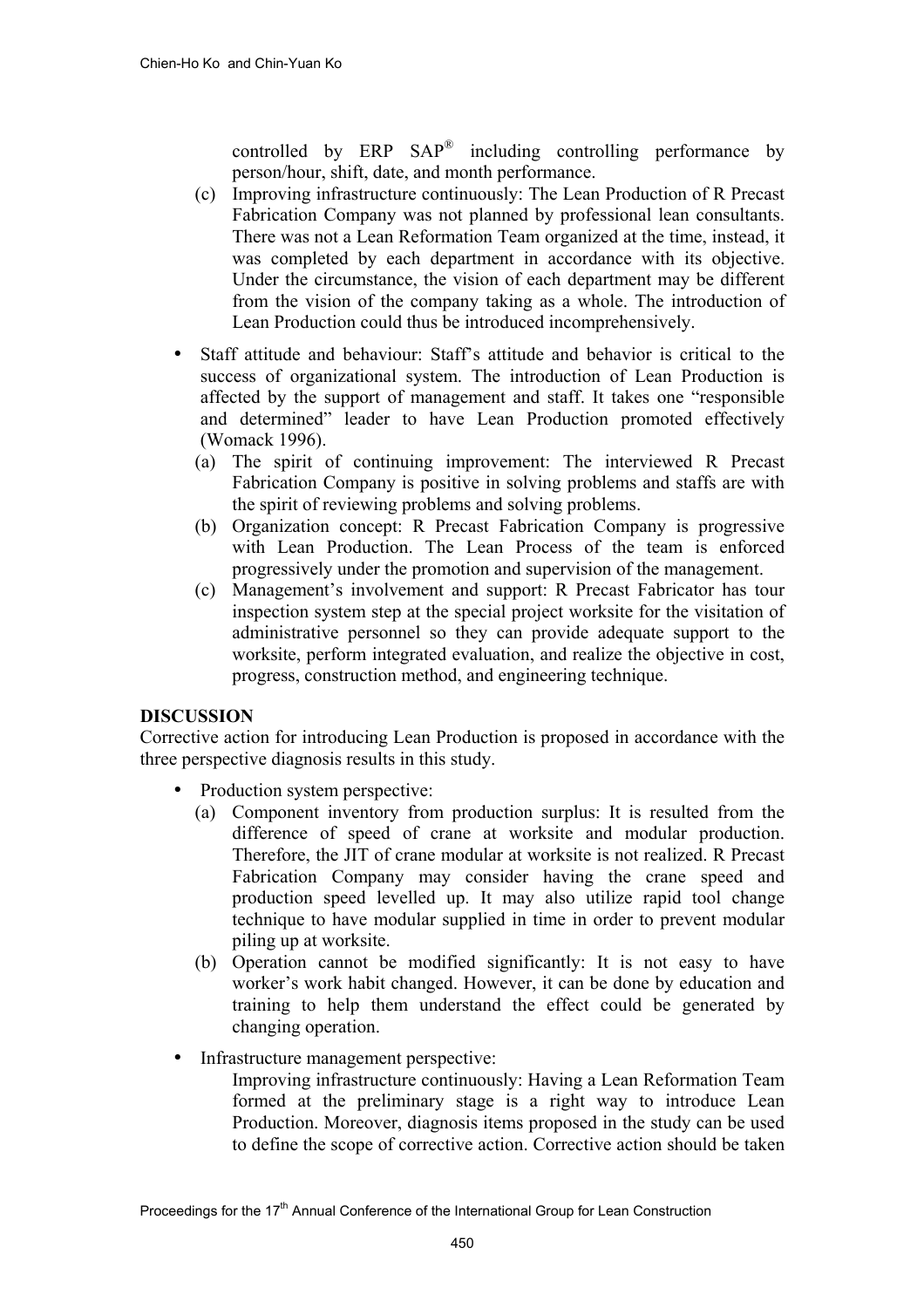controlled by ERP SAP® including controlling performance by person/hour, shift, date, and month performance.

(c) Improving infrastructure continuously: The Lean Production of R Precast Fabrication Company was not planned by professional lean consultants. There was not a Lean Reformation Team organized at the time, instead, it was completed by each department in accordance with its objective. Under the circumstance, the vision of each department may be different from the vision of the company taking as a whole. The introduction of Lean Production could thus be introduced incomprehensively.

- Staff attitude and behaviour: Staff's attitude and behavior is critical to the success of organizational system. The introduction of Lean Production is affected by the support of management and staff. It takes one "responsible and determined" leader to have Lean Production promoted effectively (Womack 1996).
  - (a) The spirit of continuing improvement: The interviewed R Precast Fabrication Company is positive in solving problems and staffs are with the spirit of reviewing problems and solving problems.
  - (b) Organization concept: R Precast Fabrication Company is progressive with Lean Production. The Lean Process of the team is enforced progressively under the promotion and supervision of the management.
  - (c) Management's involvement and support: R Precast Fabricator has tour inspection system step at the special project worksite for the visitation of administrative personnel so they can provide adequate support to the worksite, perform integrated evaluation, and realize the objective in cost, progress, construction method, and engineering technique.

## DISCUSSION

Corrective action for introducing Lean Production is proposed in accordance with the three perspective diagnosis results in this study.

- Production system perspective:
  - (a) Component inventory from production surplus: It is resulted from the difference of speed of crane at worksite and modular production. Therefore, the JIT of crane modular at worksite is not realized. R Precast Fabrication Company may consider having the crane speed and production speed levelled up. It may also utilize rapid tool change technique to have modular supplied in time in order to prevent modular piling up at worksite.
  - (b) Operation cannot be modified significantly: It is not easy to have worker's work habit changed. However, it can be done by education and training to help them understand the effect could be generated by changing operation.
- Infrastructure management perspective:

  Improving infrastructure continuously: Having a Lean Reformation Team formed at the preliminary stage is a right way to introduce Lean Production. Moreover, diagnosis items proposed in the study can be used to define the scope of corrective action. Corrective action should be taken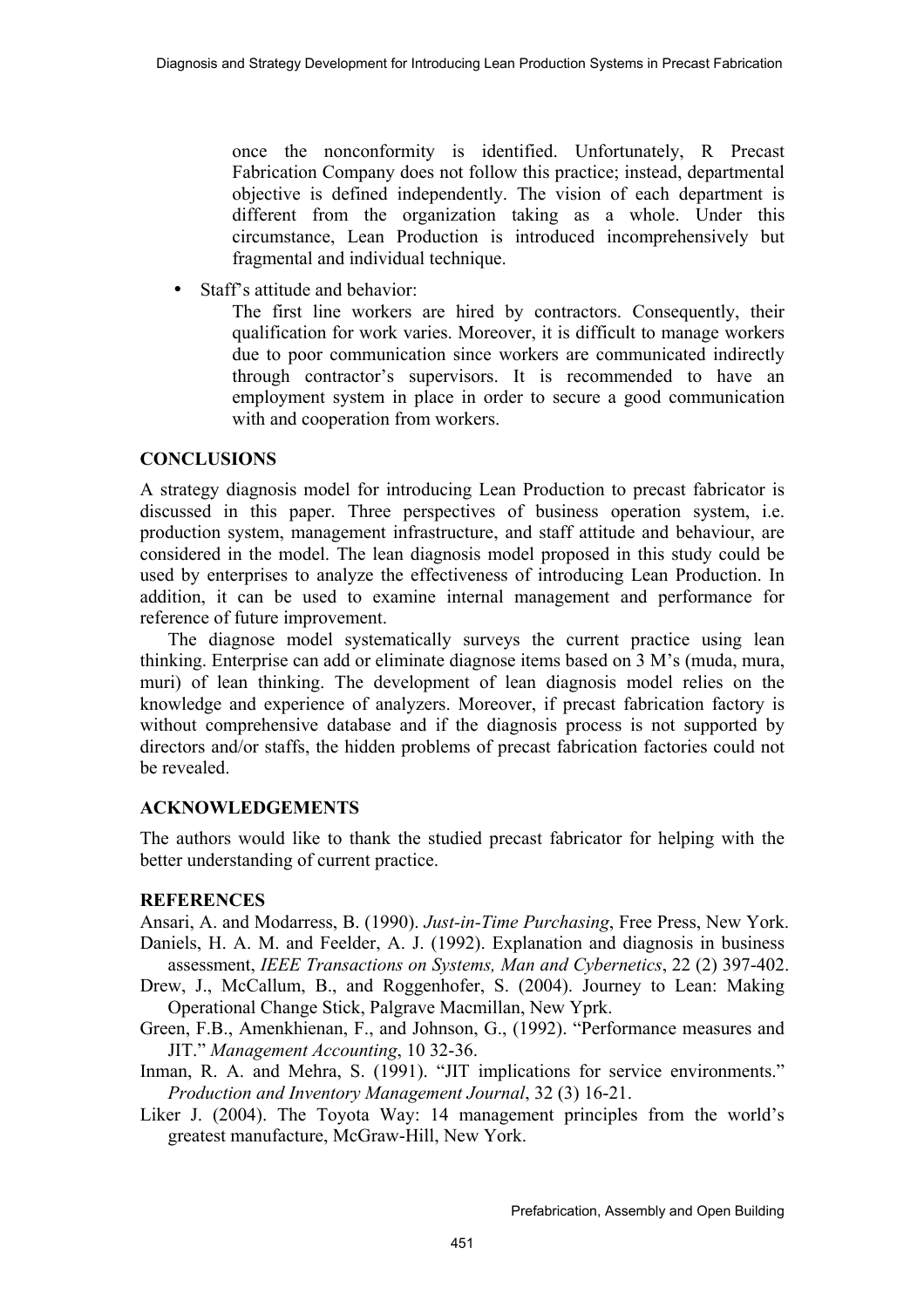once the nonconformity is identified. Unfortunately, R Precast Fabrication Company does not follow this practice; instead, departmental objective is defined independently. The vision of each department is different from the organization taking as a whole. Under this circumstance, Lean Production is introduced incomprehensively but fragmental and individual technique.

- Staff's attitude and behavior:

  The first line workers are hired by contractors. Consequently, their qualification for work varies. Moreover, it is difficult to manage workers due to poor communication since workers are communicated indirectly through contractor's supervisors. It is recommended to have an employment system in place in order to secure a good communication with and cooperation from workers.

## CONCLUSIONS

A strategy diagnosis model for introducing Lean Production to precast fabricator is discussed in this paper. Three perspectives of business operation system, i.e. production system, management infrastructure, and staff attitude and behaviour, are considered in the model. The lean diagnosis model proposed in this study could be used by enterprises to analyze the effectiveness of introducing Lean Production. In addition, it can be used to examine internal management and performance for reference of future improvement.

The diagnose model systematically surveys the current practice using lean thinking. Enterprise can add or eliminate diagnose items based on 3 M's (muda, mura, muri) of lean thinking. The development of lean diagnosis model relies on the knowledge and experience of analyzers. Moreover, if precast fabrication factory is without comprehensive database and if the diagnosis process is not supported by directors and/or staffs, the hidden problems of precast fabrication factories could not be revealed.

## ACKNOWLEDGEMENTS

The authors would like to thank the studied precast fabricator for helping with the better understanding of current practice.

## REFERENCES

Ansari, A. and Modarress, B. (1990). *Just-in-Time Purchasing*, Free Press, New York.

Daniels, H. A. M. and Feelder, A. J. (1992). Explanation and diagnosis in business assessment, *IEEE Transactions on Systems, Man and Cybernetics*, 22 (2) 397-402.

Drew, J., McCallum, B., and Roggenhofer, S. (2004). Journey to Lean: Making Operational Change Stick, Palgrave Macmillan, New Yprk.

Green, F.B., Amenkhienan, F., and Johnson, G., (1992). "Performance measures and JIT." *Management Accounting*, 10 32-36.

Inman, R. A. and Mehra, S. (1991). "JIT implications for service environments." *Production and Inventory Management Journal*, 32 (3) 16-21.

Liker J. (2004). The Toyota Way: 14 management principles from the world's greatest manufacture, McGraw-Hill, New York.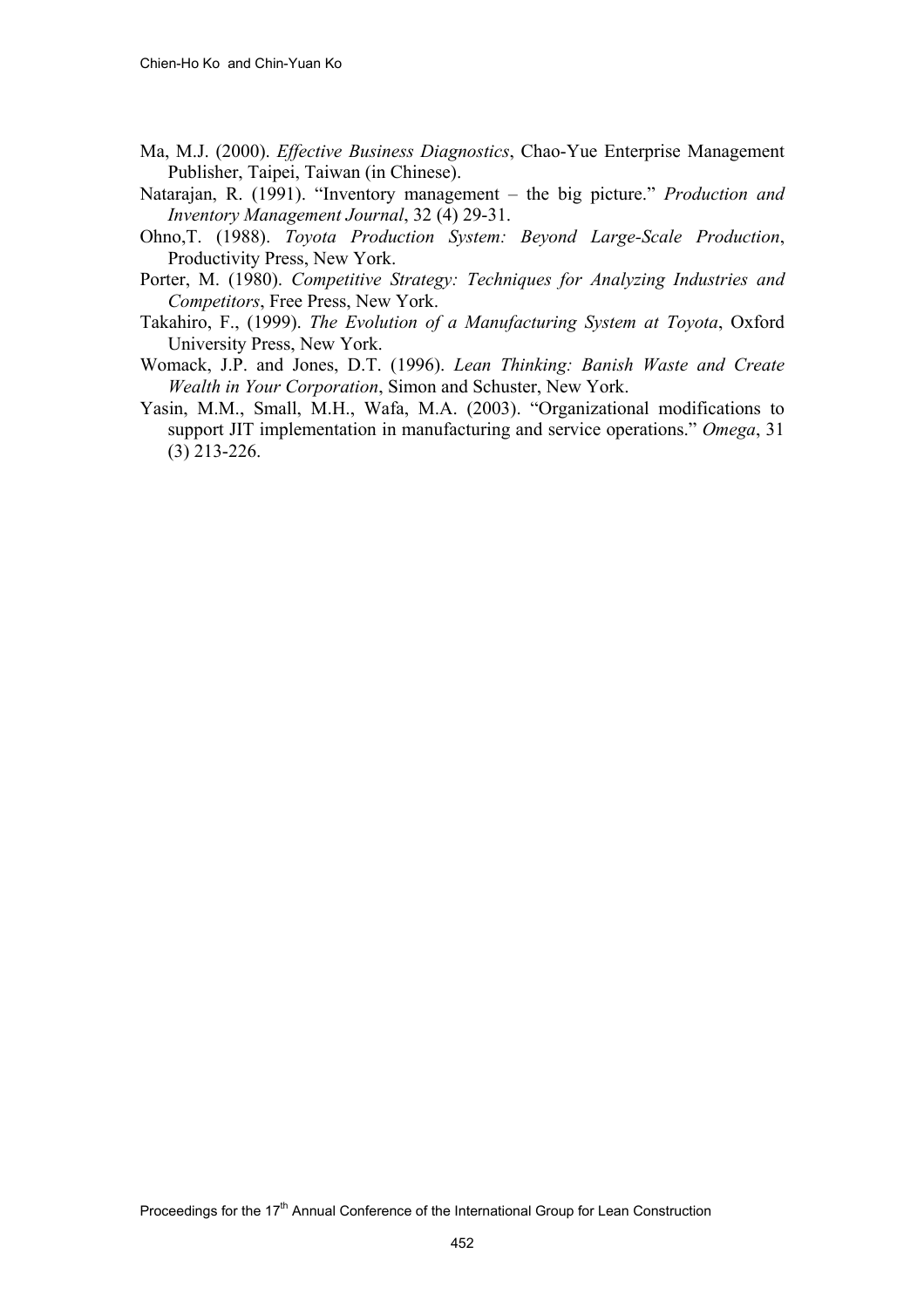Ma, M.J. (2000). *Effective Business Diagnostics*, Chao-Yue Enterprise Management Publisher, Taipei, Taiwan (in Chinese).

Natarajan, R. (1991). "Inventory management – the big picture." *Production and Inventory Management Journal*, 32 (4) 29-31.

Ohno,T. (1988). *Toyota Production System: Beyond Large-Scale Production*, Productivity Press, New York.

Porter, M. (1980). *Competitive Strategy: Techniques for Analyzing Industries and Competitors*, Free Press, New York.

Takahiro, F., (1999). *The Evolution of a Manufacturing System at Toyota*, Oxford University Press, New York.

Womack, J.P. and Jones, D.T. (1996). *Lean Thinking: Banish Waste and Create Wealth in Your Corporation*, Simon and Schuster, New York.

Yasin, M.M., Small, M.H., Wafa, M.A. (2003). "Organizational modifications to support JIT implementation in manufacturing and service operations." *Omega*, 31 (3) 213-226.